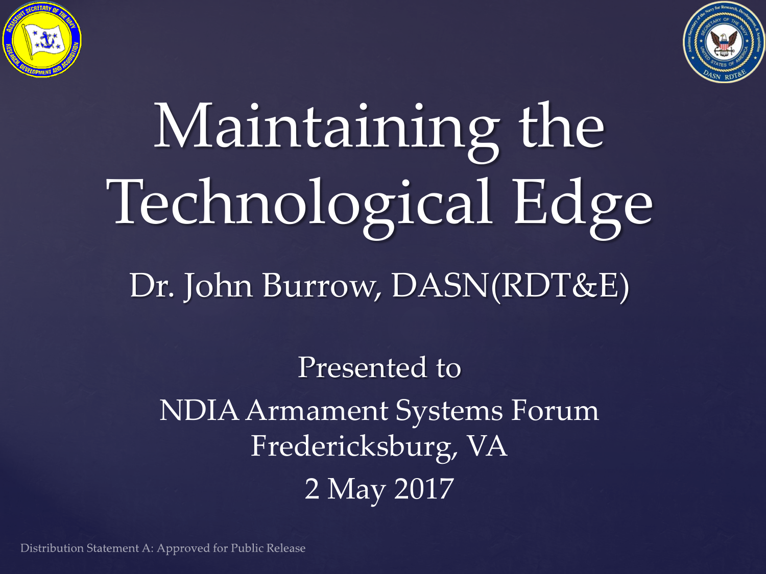# Maintaining the Technological Edge

Dr. John Burrow, DASN(RDT&E)

Presented to

NDIA Armament Systems Forum

Fredericksburg, VA

2 May 2017

Distribution Statement A: Approved for Public Release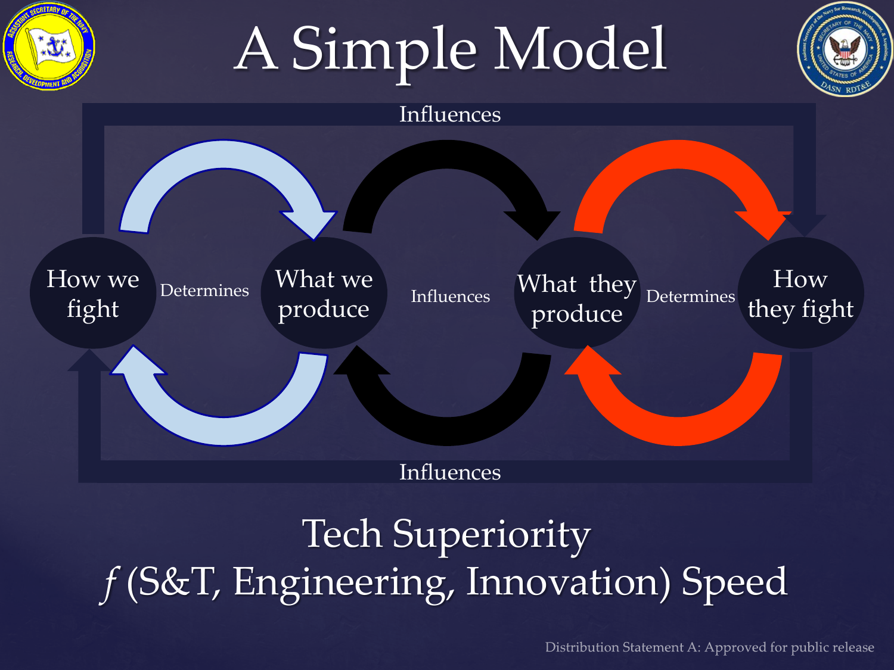# A Simple Model

Influences

How we fight — Determines — What we produce — Influences — What they produce — Determines — How they fight

Influences

Tech Superiority

*f* (S&T, Engineering, Innovation) Speed

Distribution Statement A: Approved for public release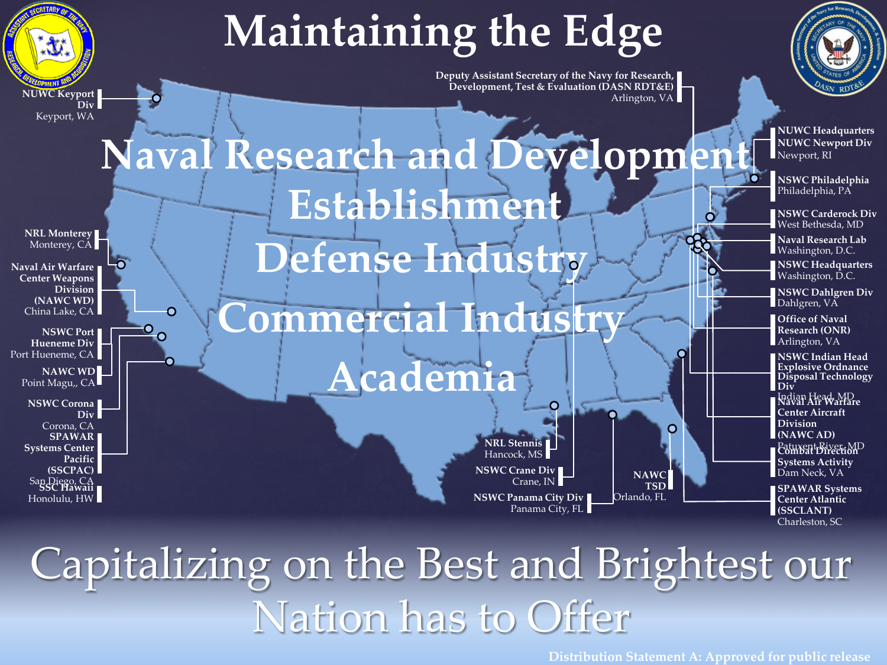# Maintaining the Edge

## Naval Research and Development Establishment

## Defense Industry

## Commercial Industry

## Academia

**NUWC Keyport Div**
Keyport, WA

**Deputy Assistant Secretary of the Navy for Research, Development, Test & Evaluation (DASN RDT&E)**
Arlington, VA

**NUWC Headquarters**
**NUWC Newport Div**
Newport, RI

**NSWC Philadelphia**
Philadelphia, PA

**NSWC Carderock Div**
West Bethesda, MD

**Naval Research Lab**
Washington, D.C.

**NSWC Headquarters**
Washington, D.C.

**NSWC Dahlgren Div**
Dahlgren, VA

**Office of Naval Research (ONR)**
Arlington, VA

**NSWC Indian Head Explosive Ordnance Disposal Technology Div**
Indian Head, MD

**Naval Air Warfare Center Aircraft Division (NAWC AD)**
Patuxent River, MD

**Combat Direction Systems Activity**
Dam Neck, VA

**SPAWAR Systems Center Atlantic (SSCLANT)**
Charleston, SC

**NRL Monterey**
Monterey, CA

**Naval Air Warfare Center Weapons Division (NAWC WD)**
China Lake, CA

**NSWC Port Hueneme Div**
Port Hueneme, CA

**NAWC WD**
Point Magu,, CA

**NSWC Corona Div**
Corona, CA

**SPAWAR Systems Center Pacific (SSCPAC)**
San Diego, CA

**SSC Hawaii**
Honolulu, HW

**NRL Stennis**
Hancock, MS

**NSWC Crane Div**
Crane, IN

**NSWC Panama City Div**
Panama City, FL

**NAWC TSD**
Orlando, FL

Capitalizing on the Best and Brightest our Nation has to Offer

Distribution Statement A: Approved for public release